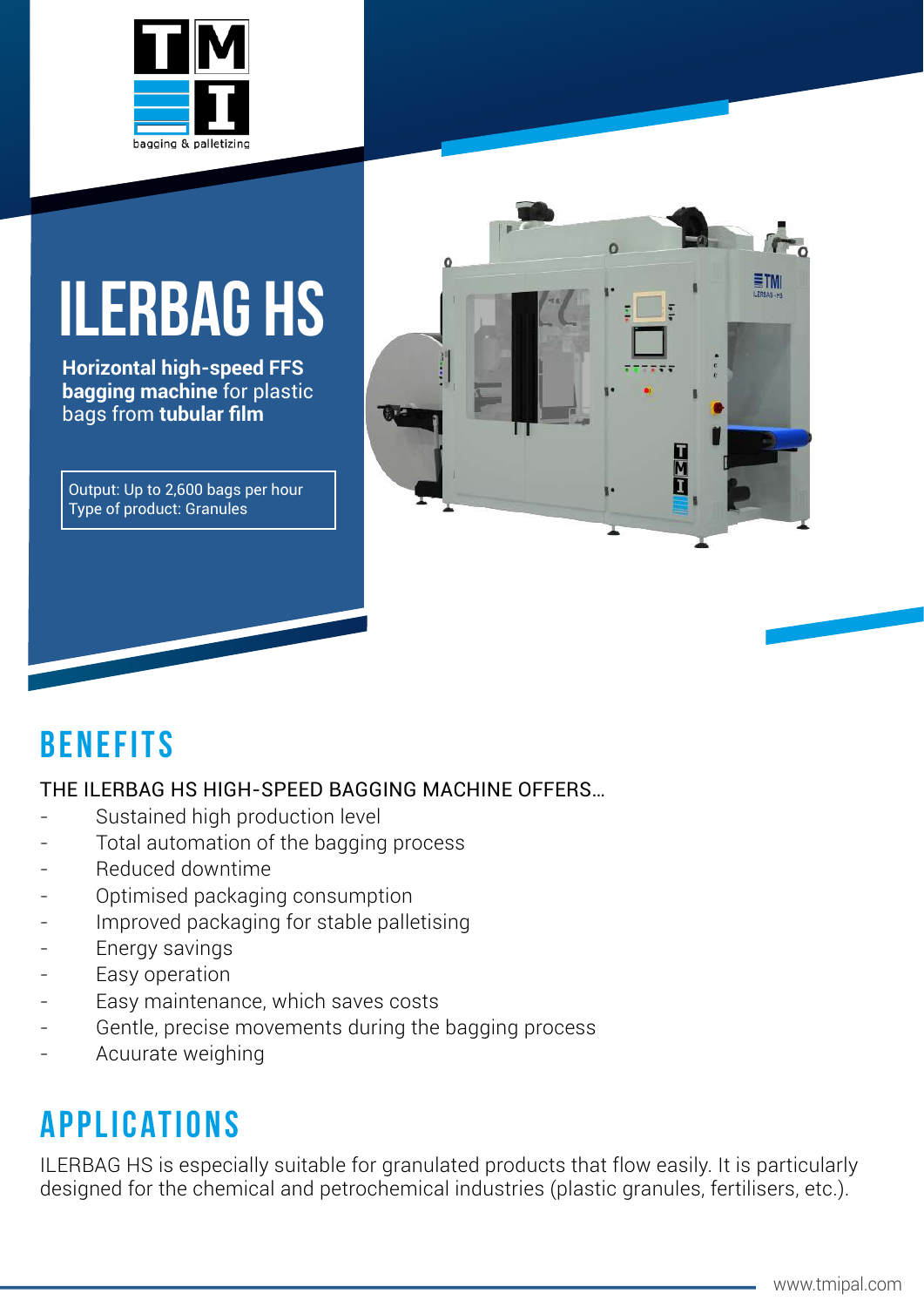# ILERBAG HS

**Horizontal high-speed FFS bagging machine** for plastic bags from **tubular film**

Output: Up to 2,600 bags per hour
Type of product: Granules

## BENEFITS

THE ILERBAG HS HIGH-SPEED BAGGING MACHINE OFFERS...

- Sustained high production level
- Total automation of the bagging process
- Reduced downtime
- Optimised packaging consumption
- Improved packaging for stable palletising
- Energy savings
- Easy operation
- Easy maintenance, which saves costs
- Gentle, precise movements during the bagging process
- Acuurate weighing

## APPLICATIONS

ILERBAG HS is especially suitable for granulated products that flow easily. It is particularly designed for the chemical and petrochemical industries (plastic granules, fertilisers, etc.).

www.tmipal.com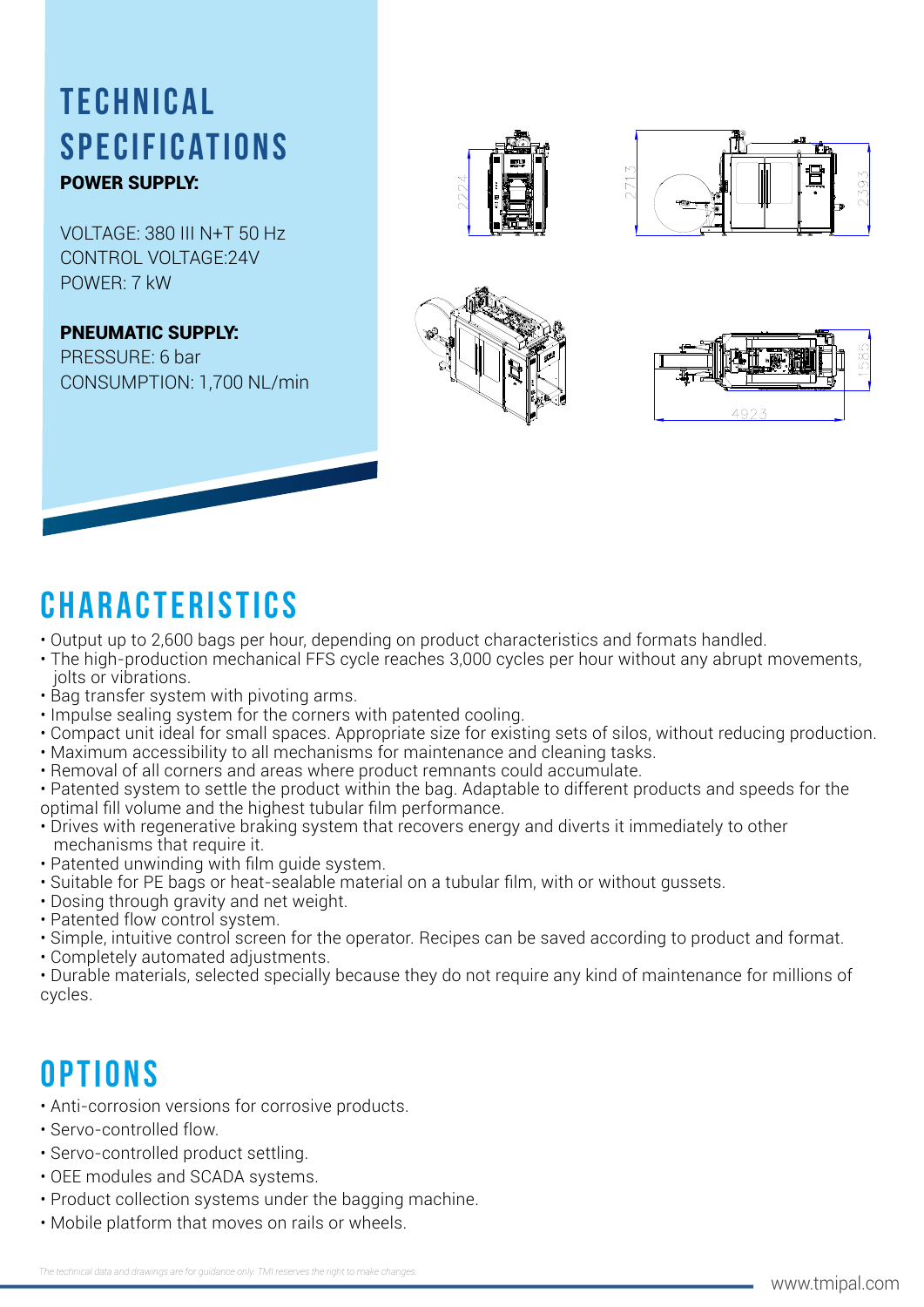# TECHNICAL SPECIFICATIONS

**POWER SUPPLY:**

VOLTAGE: 380 III N+T 50 Hz
CONTROL VOLTAGE:24V
POWER: 7 kW

**PNEUMATIC SUPPLY:**
PRESSURE: 6 bar
CONSUMPTION: 1,700 NL/min

2224

2713

2393

1585

4923

# CHARACTERISTICS

- Output up to 2,600 bags per hour, depending on product characteristics and formats handled.
- The high-production mechanical FFS cycle reaches 3,000 cycles per hour without any abrupt movements, jolts or vibrations.
- Bag transfer system with pivoting arms.
- Impulse sealing system for the corners with patented cooling.
- Compact unit ideal for small spaces. Appropriate size for existing sets of silos, without reducing production.
- Maximum accessibility to all mechanisms for maintenance and cleaning tasks.
- Removal of all corners and areas where product remnants could accumulate.
- Patented system to settle the product within the bag. Adaptable to different products and speeds for the optimal fill volume and the highest tubular film performance.
- Drives with regenerative braking system that recovers energy and diverts it immediately to other mechanisms that require it.
- Patented unwinding with film guide system.
- Suitable for PE bags or heat-sealable material on a tubular film, with or without gussets.
- Dosing through gravity and net weight.
- Patented flow control system.
- Simple, intuitive control screen for the operator. Recipes can be saved according to product and format.
- Completely automated adjustments.
- Durable materials, selected specially because they do not require any kind of maintenance for millions of cycles.

# OPTIONS

- Anti-corrosion versions for corrosive products.
- Servo-controlled flow.
- Servo-controlled product settling.
- OEE modules and SCADA systems.
- Product collection systems under the bagging machine.
- Mobile platform that moves on rails or wheels.

*The technical data and drawings are for guidance only. TMI reserves the right to make changes.*

www.tmipal.com